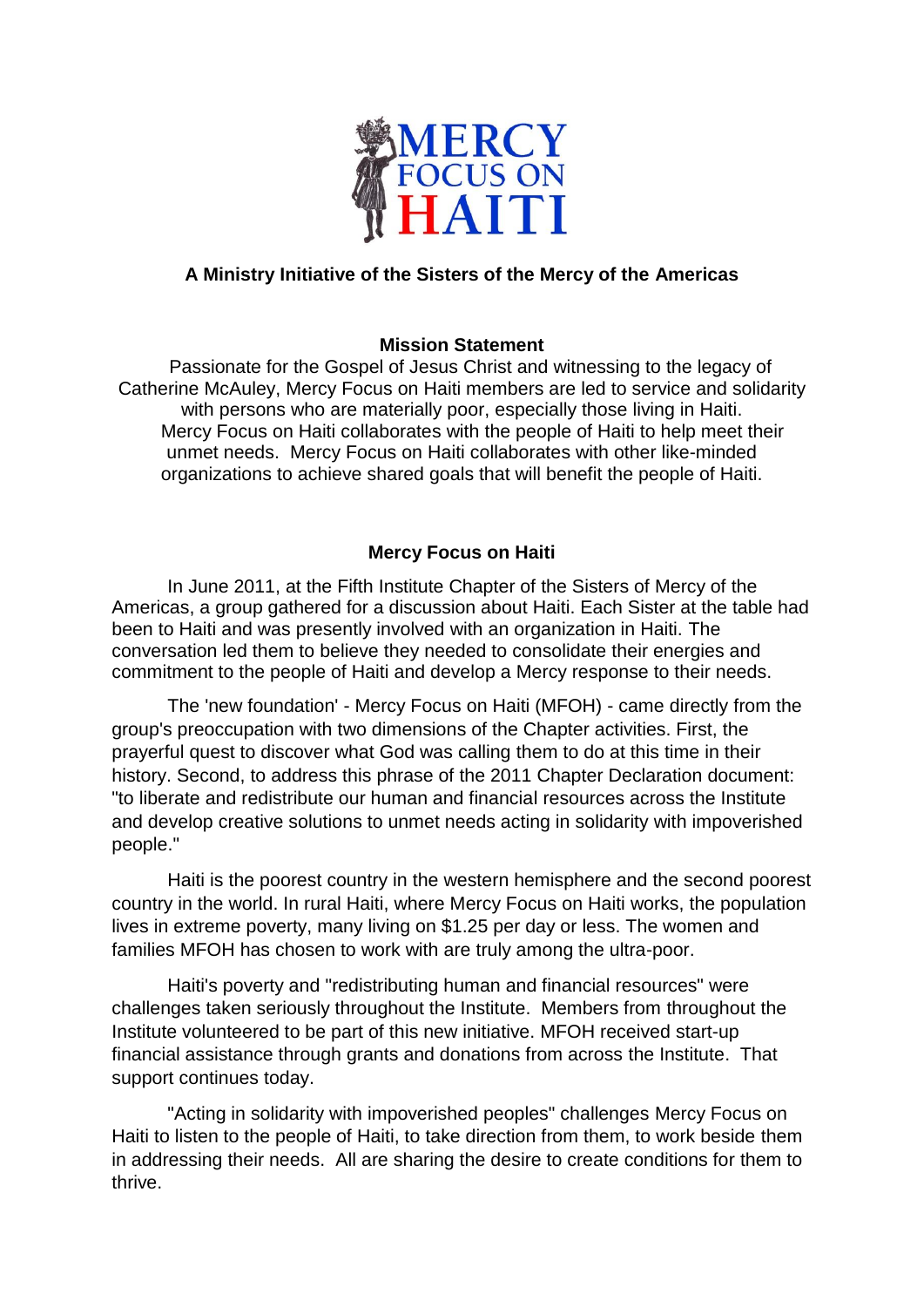MERCY FOCUS ON HAITI

**A Ministry Initiative of the Sisters of the Mercy of the Americas**

## Mission Statement

Passionate for the Gospel of Jesus Christ and witnessing to the legacy of Catherine McAuley, Mercy Focus on Haiti members are led to service and solidarity with persons who are materially poor, especially those living in Haiti. Mercy Focus on Haiti collaborates with the people of Haiti to help meet their unmet needs. Mercy Focus on Haiti collaborates with other like-minded organizations to achieve shared goals that will benefit the people of Haiti.

## Mercy Focus on Haiti

In June 2011, at the Fifth Institute Chapter of the Sisters of Mercy of the Americas, a group gathered for a discussion about Haiti. Each Sister at the table had been to Haiti and was presently involved with an organization in Haiti. The conversation led them to believe they needed to consolidate their energies and commitment to the people of Haiti and develop a Mercy response to their needs.

The 'new foundation' - Mercy Focus on Haiti (MFOH) - came directly from the group's preoccupation with two dimensions of the Chapter activities. First, the prayerful quest to discover what God was calling them to do at this time in their history. Second, to address this phrase of the 2011 Chapter Declaration document: "to liberate and redistribute our human and financial resources across the Institute and develop creative solutions to unmet needs acting in solidarity with impoverished people."

Haiti is the poorest country in the western hemisphere and the second poorest country in the world. In rural Haiti, where Mercy Focus on Haiti works, the population lives in extreme poverty, many living on $1.25 per day or less. The women and families MFOH has chosen to work with are truly among the ultra-poor.

Haiti's poverty and "redistributing human and financial resources" were challenges taken seriously throughout the Institute. Members from throughout the Institute volunteered to be part of this new initiative. MFOH received start-up financial assistance through grants and donations from across the Institute. That support continues today.

"Acting in solidarity with impoverished peoples" challenges Mercy Focus on Haiti to listen to the people of Haiti, to take direction from them, to work beside them in addressing their needs. All are sharing the desire to create conditions for them to thrive.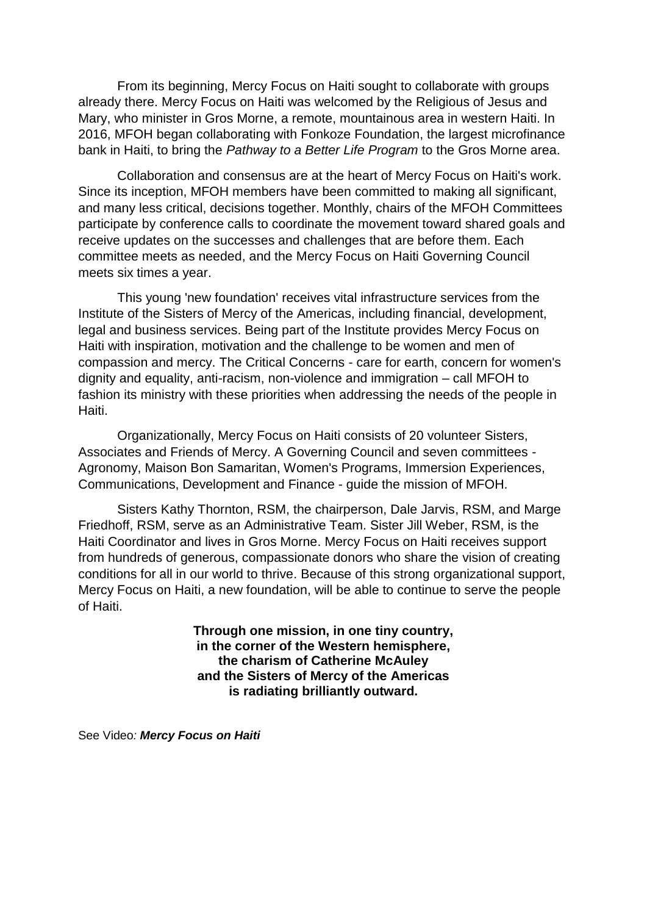From its beginning, Mercy Focus on Haiti sought to collaborate with groups already there. Mercy Focus on Haiti was welcomed by the Religious of Jesus and Mary, who minister in Gros Morne, a remote, mountainous area in western Haiti. In 2016, MFOH began collaborating with Fonkoze Foundation, the largest microfinance bank in Haiti, to bring the *Pathway to a Better Life Program* to the Gros Morne area.

Collaboration and consensus are at the heart of Mercy Focus on Haiti's work. Since its inception, MFOH members have been committed to making all significant, and many less critical, decisions together. Monthly, chairs of the MFOH Committees participate by conference calls to coordinate the movement toward shared goals and receive updates on the successes and challenges that are before them. Each committee meets as needed, and the Mercy Focus on Haiti Governing Council meets six times a year.

This young 'new foundation' receives vital infrastructure services from the Institute of the Sisters of Mercy of the Americas, including financial, development, legal and business services. Being part of the Institute provides Mercy Focus on Haiti with inspiration, motivation and the challenge to be women and men of compassion and mercy. The Critical Concerns - care for earth, concern for women's dignity and equality, anti-racism, non-violence and immigration – call MFOH to fashion its ministry with these priorities when addressing the needs of the people in Haiti.

Organizationally, Mercy Focus on Haiti consists of 20 volunteer Sisters, Associates and Friends of Mercy. A Governing Council and seven committees - Agronomy, Maison Bon Samaritan, Women's Programs, Immersion Experiences, Communications, Development and Finance - guide the mission of MFOH.

Sisters Kathy Thornton, RSM, the chairperson, Dale Jarvis, RSM, and Marge Friedhoff, RSM, serve as an Administrative Team. Sister Jill Weber, RSM, is the Haiti Coordinator and lives in Gros Morne. Mercy Focus on Haiti receives support from hundreds of generous, compassionate donors who share the vision of creating conditions for all in our world to thrive. Because of this strong organizational support, Mercy Focus on Haiti, a new foundation, will be able to continue to serve the people of Haiti.

**Through one mission, in one tiny country,
in the corner of the Western hemisphere,
the charism of Catherine McAuley
and the Sisters of Mercy of the Americas
is radiating brilliantly outward.**

See Video*: **Mercy Focus on Haiti***